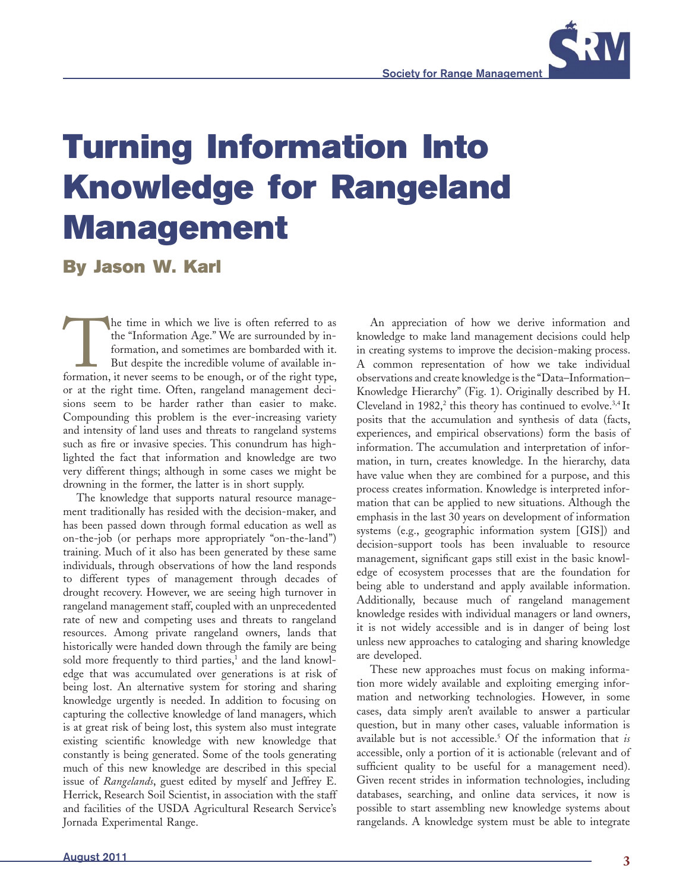# Turning Information Into Knowledge for Rangeland Management

## By Jason W. Karl

The time in which we live is often referred to as the "Information Age." We are surrounded by information, and sometimes are bombarded with it. But despite the incredible volume of available information, it never seems to be enough, or of the right type, or at the right time. Often, rangeland management decisions seem to be harder rather than easier to make. Compounding this problem is the ever-increasing variety and intensity of land uses and threats to rangeland systems such as fire or invasive species. This conundrum has highlighted the fact that information and knowledge are two very different things; although in some cases we might be drowning in the former, the latter is in short supply.

The knowledge that supports natural resource management traditionally has resided with the decision-maker, and has been passed down through formal education as well as on-the-job (or perhaps more appropriately "on-the-land") training. Much of it also has been generated by these same individuals, through observations of how the land responds to different types of management through decades of drought recovery. However, we are seeing high turnover in rangeland management staff, coupled with an unprecedented rate of new and competing uses and threats to rangeland resources. Among private rangeland owners, lands that historically were handed down through the family are being sold more frequently to third parties,[1] and the land knowledge that was accumulated over generations is at risk of being lost. An alternative system for storing and sharing knowledge urgently is needed. In addition to focusing on capturing the collective knowledge of land managers, which is at great risk of being lost, this system also must integrate existing scientific knowledge with new knowledge that constantly is being generated. Some of the tools generating much of this new knowledge are described in this special issue of *Rangelands*, guest edited by myself and Jeffrey E. Herrick, Research Soil Scientist, in association with the staff and facilities of the USDA Agricultural Research Service's Jornada Experimental Range.

An appreciation of how we derive information and knowledge to make land management decisions could help in creating systems to improve the decision-making process. A common representation of how we take individual observations and create knowledge is the "Data–Information–Knowledge Hierarchy" (Fig. 1). Originally described by H. Cleveland in 1982,[2] this theory has continued to evolve.[3,4] It posits that the accumulation and synthesis of data (facts, experiences, and empirical observations) form the basis of information. The accumulation and interpretation of information, in turn, creates knowledge. In the hierarchy, data have value when they are combined for a purpose, and this process creates information. Knowledge is interpreted information that can be applied to new situations. Although the emphasis in the last 30 years on development of information systems (e.g., geographic information system [GIS]) and decision-support tools has been invaluable to resource management, significant gaps still exist in the basic knowledge of ecosystem processes that are the foundation for being able to understand and apply available information. Additionally, because much of rangeland management knowledge resides with individual managers or land owners, it is not widely accessible and is in danger of being lost unless new approaches to cataloging and sharing knowledge are developed.

These new approaches must focus on making information more widely available and exploiting emerging information and networking technologies. However, in some cases, data simply aren't available to answer a particular question, but in many other cases, valuable information is available but is not accessible.[5] Of the information that *is* accessible, only a portion of it is actionable (relevant and of sufficient quality to be useful for a management need). Given recent strides in information technologies, including databases, searching, and online data services, it now is possible to start assembling new knowledge systems about rangelands. A knowledge system must be able to integrate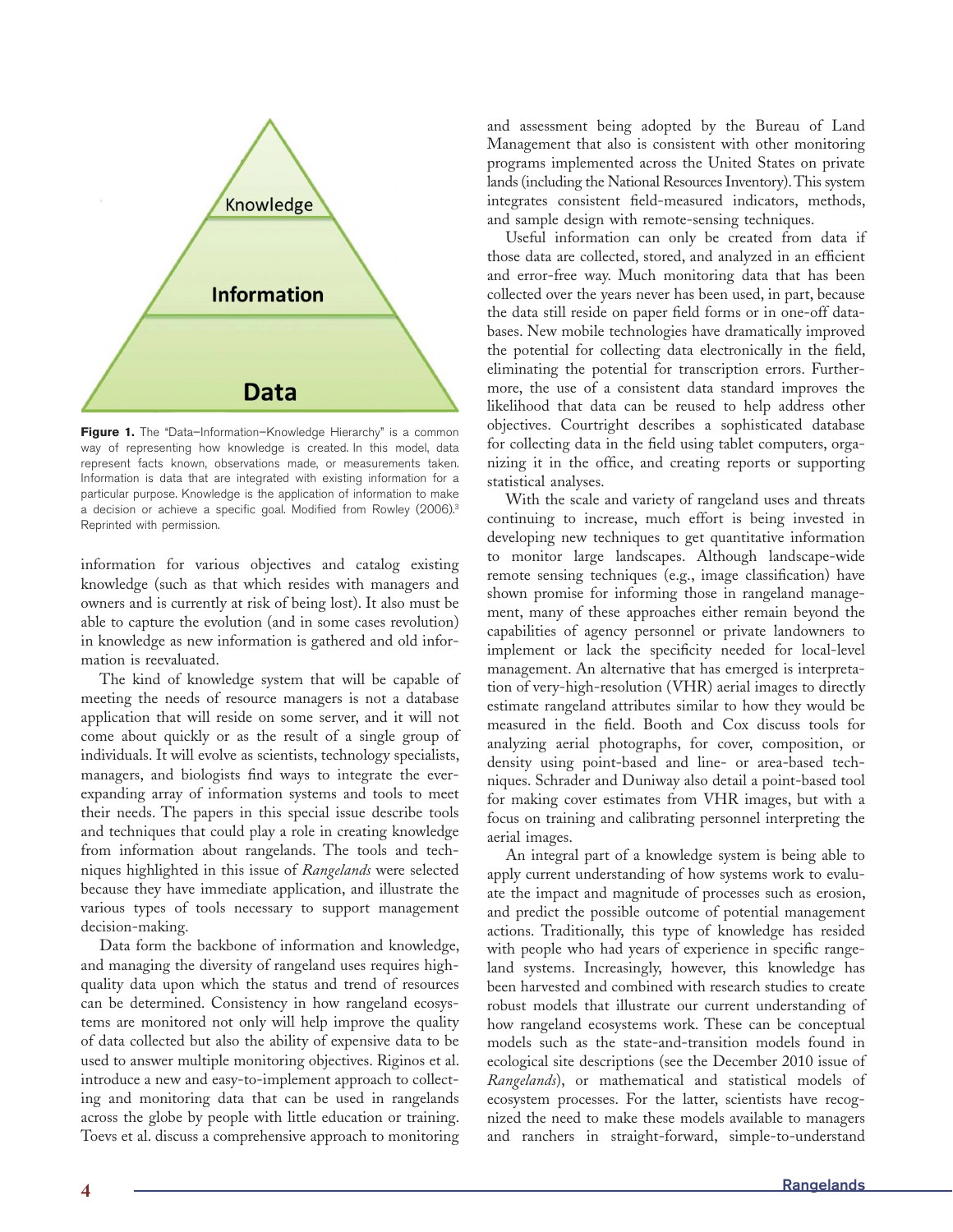Figure 1. The "Data–Information–Knowledge Hierarchy" is a common way of representing how knowledge is created. In this model, data represent facts known, observations made, or measurements taken. Information is data that are integrated with existing information for a particular purpose. Knowledge is the application of information to make a decision or achieve a specific goal. Modified from Rowley (2006).[3] Reprinted with permission.

information for various objectives and catalog existing knowledge (such as that which resides with managers and owners and is currently at risk of being lost). It also must be able to capture the evolution (and in some cases revolution) in knowledge as new information is gathered and old information is reevaluated.

The kind of knowledge system that will be capable of meeting the needs of resource managers is not a database application that will reside on some server, and it will not come about quickly or as the result of a single group of individuals. It will evolve as scientists, technology specialists, managers, and biologists find ways to integrate the ever-expanding array of information systems and tools to meet their needs. The papers in this special issue describe tools and techniques that could play a role in creating knowledge from information about rangelands. The tools and techniques highlighted in this issue of *Rangelands* were selected because they have immediate application, and illustrate the various types of tools necessary to support management decision-making.

Data form the backbone of information and knowledge, and managing the diversity of rangeland uses requires high-quality data upon which the status and trend of resources can be determined. Consistency in how rangeland ecosystems are monitored not only will help improve the quality of data collected but also the ability of expensive data to be used to answer multiple monitoring objectives. Riginos et al. introduce a new and easy-to-implement approach to collecting and monitoring data that can be used in rangelands across the globe by people with little education or training. Toevs et al. discuss a comprehensive approach to monitoring and assessment being adopted by the Bureau of Land Management that also is consistent with other monitoring programs implemented across the United States on private lands (including the National Resources Inventory). This system integrates consistent field-measured indicators, methods, and sample design with remote-sensing techniques.

Useful information can only be created from data if those data are collected, stored, and analyzed in an efficient and error-free way. Much monitoring data that has been collected over the years never has been used, in part, because the data still reside on paper field forms or in one-off databases. New mobile technologies have dramatically improved the potential for collecting data electronically in the field, eliminating the potential for transcription errors. Furthermore, the use of a consistent data standard improves the likelihood that data can be reused to help address other objectives. Courtright describes a sophisticated database for collecting data in the field using tablet computers, organizing it in the office, and creating reports or supporting statistical analyses.

With the scale and variety of rangeland uses and threats continuing to increase, much effort is being invested in developing new techniques to get quantitative information to monitor large landscapes. Although landscape-wide remote sensing techniques (e.g., image classification) have shown promise for informing those in rangeland management, many of these approaches either remain beyond the capabilities of agency personnel or private landowners to implement or lack the specificity needed for local-level management. An alternative that has emerged is interpretation of very-high-resolution (VHR) aerial images to directly estimate rangeland attributes similar to how they would be measured in the field. Booth and Cox discuss tools for analyzing aerial photographs, for cover, composition, or density using point-based and line- or area-based techniques. Schrader and Duniway also detail a point-based tool for making cover estimates from VHR images, but with a focus on training and calibrating personnel interpreting the aerial images.

An integral part of a knowledge system is being able to apply current understanding of how systems work to evaluate the impact and magnitude of processes such as erosion, and predict the possible outcome of potential management actions. Traditionally, this type of knowledge has resided with people who had years of experience in specific rangeland systems. Increasingly, however, this knowledge has been harvested and combined with research studies to create robust models that illustrate our current understanding of how rangeland ecosystems work. These can be conceptual models such as the state-and-transition models found in ecological site descriptions (see the December 2010 issue of *Rangelands*), or mathematical and statistical models of ecosystem processes. For the latter, scientists have recognized the need to make these models available to managers and ranchers in straight-forward, simple-to-understand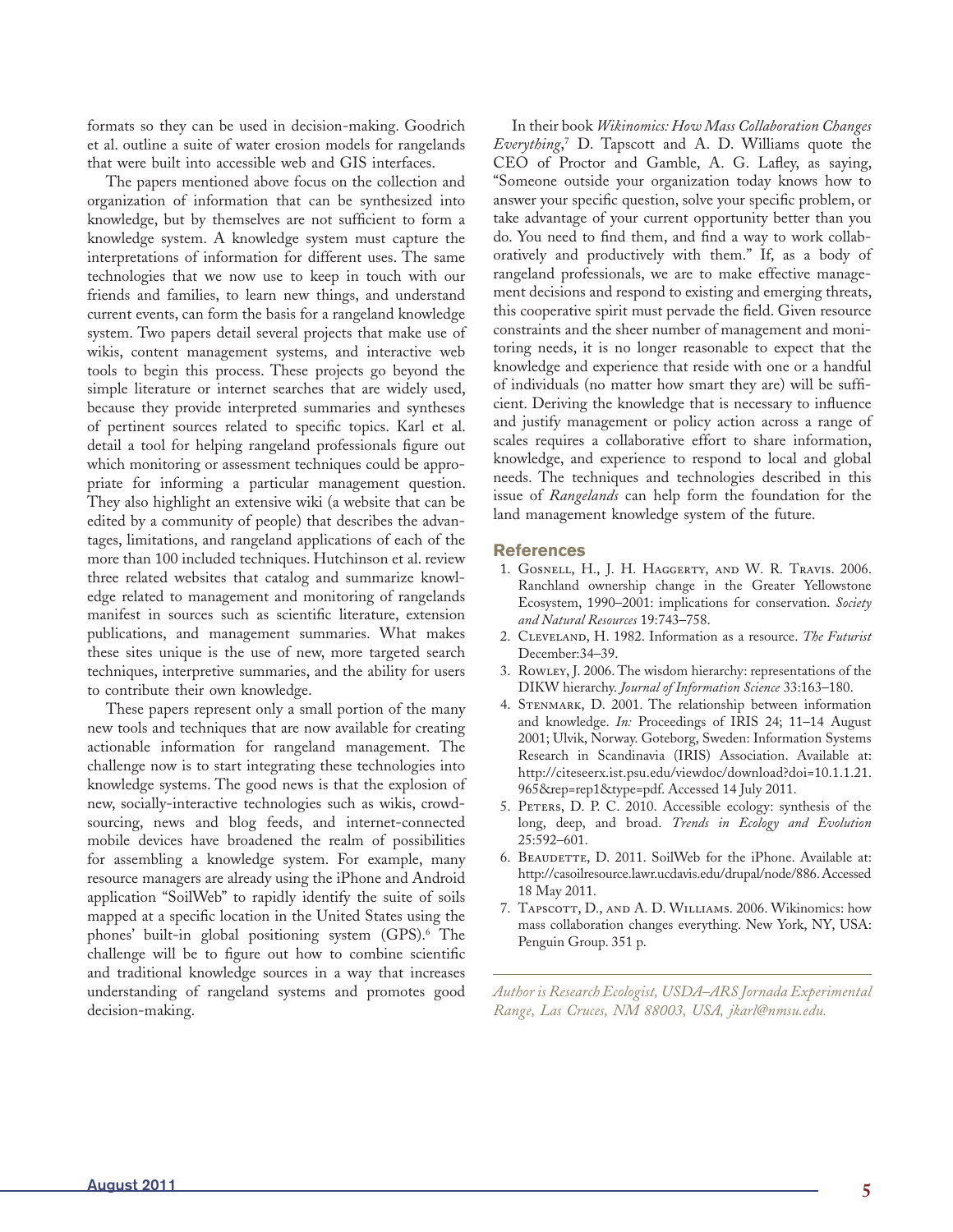formats so they can be used in decision-making. Goodrich et al. outline a suite of water erosion models for rangelands that were built into accessible web and GIS interfaces.

The papers mentioned above focus on the collection and organization of information that can be synthesized into knowledge, but by themselves are not sufficient to form a knowledge system. A knowledge system must capture the interpretations of information for different uses. The same technologies that we now use to keep in touch with our friends and families, to learn new things, and understand current events, can form the basis for a rangeland knowledge system. Two papers detail several projects that make use of wikis, content management systems, and interactive web tools to begin this process. These projects go beyond the simple literature or internet searches that are widely used, because they provide interpreted summaries and syntheses of pertinent sources related to specific topics. Karl et al. detail a tool for helping rangeland professionals figure out which monitoring or assessment techniques could be appropriate for informing a particular management question. They also highlight an extensive wiki (a website that can be edited by a community of people) that describes the advantages, limitations, and rangeland applications of each of the more than 100 included techniques. Hutchinson et al. review three related websites that catalog and summarize knowledge related to management and monitoring of rangelands manifest in sources such as scientific literature, extension publications, and management summaries. What makes these sites unique is the use of new, more targeted search techniques, interpretive summaries, and the ability for users to contribute their own knowledge.

These papers represent only a small portion of the many new tools and techniques that are now available for creating actionable information for rangeland management. The challenge now is to start integrating these technologies into knowledge systems. The good news is that the explosion of new, socially-interactive technologies such as wikis, crowdsourcing, news and blog feeds, and internet-connected mobile devices have broadened the realm of possibilities for assembling a knowledge system. For example, many resource managers are already using the iPhone and Android application "SoilWeb" to rapidly identify the suite of soils mapped at a specific location in the United States using the phones' built-in global positioning system (GPS).[6] The challenge will be to figure out how to combine scientific and traditional knowledge sources in a way that increases understanding of rangeland systems and promotes good decision-making.

In their book *Wikinomics: How Mass Collaboration Changes Everything*,[7] D. Tapscott and A. D. Williams quote the CEO of Proctor and Gamble, A. G. Lafley, as saying, "Someone outside your organization today knows how to answer your specific question, solve your specific problem, or take advantage of your current opportunity better than you do. You need to find them, and find a way to work collaboratively and productively with them." If, as a body of rangeland professionals, we are to make effective management decisions and respond to existing and emerging threats, this cooperative spirit must pervade the field. Given resource constraints and the sheer number of management and monitoring needs, it is no longer reasonable to expect that the knowledge and experience that reside with one or a handful of individuals (no matter how smart they are) will be sufficient. Deriving the knowledge that is necessary to influence and justify management or policy action across a range of scales requires a collaborative effort to share information, knowledge, and experience to respond to local and global needs. The techniques and technologies described in this issue of *Rangelands* can help form the foundation for the land management knowledge system of the future.

## References

1. Gosnell, H., J. H. Haggerty, and W. R. Travis. 2006. Ranchland ownership change in the Greater Yellowstone Ecosystem, 1990–2001: implications for conservation. *Society and Natural Resources* 19:743–758.
2. Cleveland, H. 1982. Information as a resource. *The Futurist* December:34–39.
3. Rowley, J. 2006. The wisdom hierarchy: representations of the DIKW hierarchy. *Journal of Information Science* 33:163–180.
4. Stenmark, D. 2001. The relationship between information and knowledge. *In:* Proceedings of IRIS 24; 11–14 August 2001; Ulvik, Norway. Goteborg, Sweden: Information Systems Research in Scandinavia (IRIS) Association. Available at: http://citeseerx.ist.psu.edu/viewdoc/download?doi=10.1.1.21.965&rep=rep1&type=pdf. Accessed 14 July 2011.
5. Peters, D. P. C. 2010. Accessible ecology: synthesis of the long, deep, and broad. *Trends in Ecology and Evolution* 25:592–601.
6. Beaudette, D. 2011. SoilWeb for the iPhone. Available at: http://casoilresource.lawr.ucdavis.edu/drupal/node/886. Accessed 18 May 2011.
7. Tapscott, D., and A. D. Williams. 2006. Wikinomics: how mass collaboration changes everything. New York, NY, USA: Penguin Group. 351 p.

---

*Author is Research Ecologist, USDA–ARS Jornada Experimental Range, Las Cruces, NM 88003, USA, jkarl@nmsu.edu.*